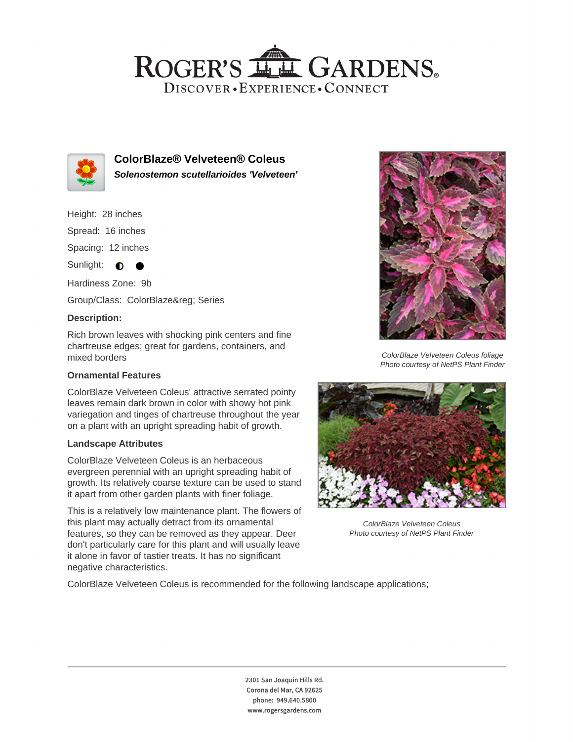# ROGER'S GARDENS

DISCOVER • EXPERIENCE • CONNECT

## ColorBlaze® Velveteen® Coleus

***Solenostemon scutellarioides 'Velveteen'***

Height: 28 inches

Spread: 16 inches

Spacing: 12 inches

Sunlight: ◐ ●

Hardiness Zone: 9b

Group/Class: ColorBlaze&reg; Series

### Description:

Rich brown leaves with shocking pink centers and fine chartreuse edges; great for gardens, containers, and mixed borders

*ColorBlaze Velveteen Coleus foliage*
*Photo courtesy of NetPS Plant Finder*

### Ornamental Features

ColorBlaze Velveteen Coleus' attractive serrated pointy leaves remain dark brown in color with showy hot pink variegation and tinges of chartreuse throughout the year on a plant with an upright spreading habit of growth.

### Landscape Attributes

ColorBlaze Velveteen Coleus is an herbaceous evergreen perennial with an upright spreading habit of growth. Its relatively coarse texture can be used to stand it apart from other garden plants with finer foliage.

This is a relatively low maintenance plant. The flowers of this plant may actually detract from its ornamental features, so they can be removed as they appear. Deer don't particularly care for this plant and will usually leave it alone in favor of tastier treats. It has no significant negative characteristics.

*ColorBlaze Velveteen Coleus*
*Photo courtesy of NetPS Plant Finder*

ColorBlaze Velveteen Coleus is recommended for the following landscape applications;

2301 San Joaquin Hills Rd.
Corona del Mar, CA 92625
phone: 949.640.5800
www.rogersgardens.com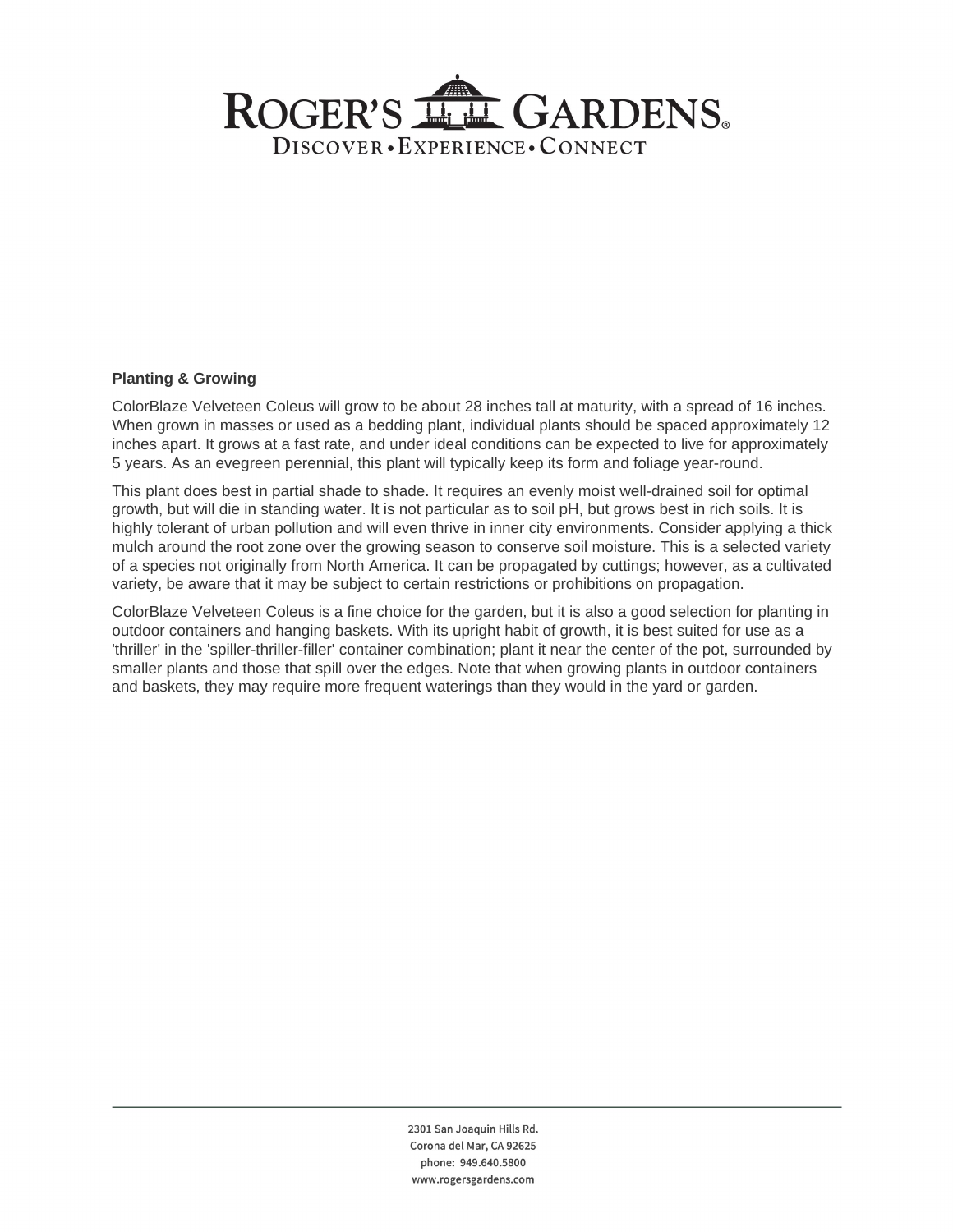**Planting & Growing**

ColorBlaze Velveteen Coleus will grow to be about 28 inches tall at maturity, with a spread of 16 inches. When grown in masses or used as a bedding plant, individual plants should be spaced approximately 12 inches apart. It grows at a fast rate, and under ideal conditions can be expected to live for approximately 5 years. As an evegreen perennial, this plant will typically keep its form and foliage year-round.

This plant does best in partial shade to shade. It requires an evenly moist well-drained soil for optimal growth, but will die in standing water. It is not particular as to soil pH, but grows best in rich soils. It is highly tolerant of urban pollution and will even thrive in inner city environments. Consider applying a thick mulch around the root zone over the growing season to conserve soil moisture. This is a selected variety of a species not originally from North America. It can be propagated by cuttings; however, as a cultivated variety, be aware that it may be subject to certain restrictions or prohibitions on propagation.

ColorBlaze Velveteen Coleus is a fine choice for the garden, but it is also a good selection for planting in outdoor containers and hanging baskets. With its upright habit of growth, it is best suited for use as a 'thriller' in the 'spiller-thriller-filler' container combination; plant it near the center of the pot, surrounded by smaller plants and those that spill over the edges. Note that when growing plants in outdoor containers and baskets, they may require more frequent waterings than they would in the yard or garden.